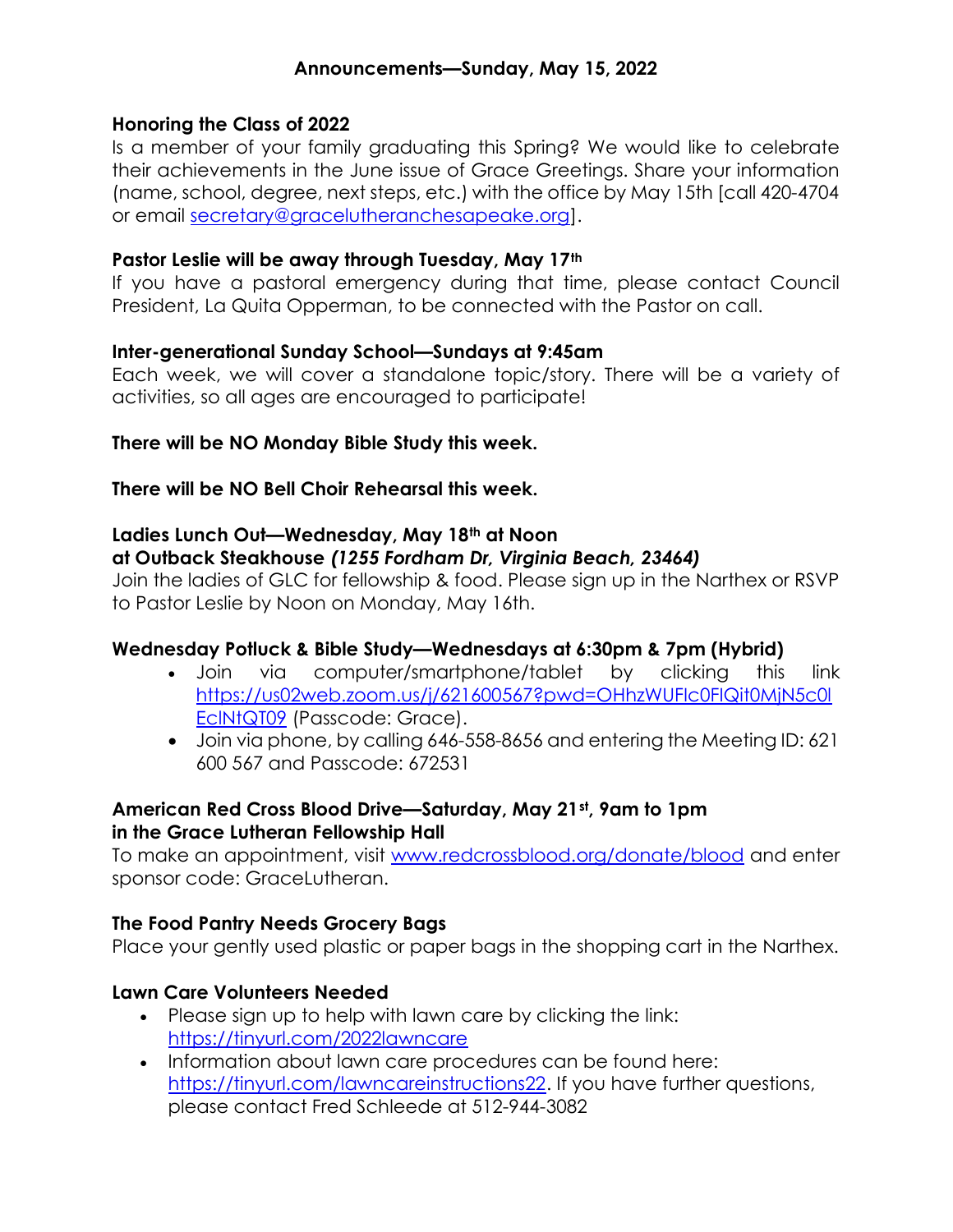# Announcements—Sunday, May 15, 2022

**Honoring the Class of 2022**

Is a member of your family graduating this Spring? We would like to celebrate their achievements in the June issue of Grace Greetings. Share your information (name, school, degree, next steps, etc.) with the office by May 15th [call 420-4704 or email secretary@gracelutheranchesapeake.org].

**Pastor Leslie will be away through Tuesday, May 17th**

If you have a pastoral emergency during that time, please contact Council President, La Quita Opperman, to be connected with the Pastor on call.

**Inter-generational Sunday School—Sundays at 9:45am**

Each week, we will cover a standalone topic/story. There will be a variety of activities, so all ages are encouraged to participate!

**There will be NO Monday Bible Study this week.**

**There will be NO Bell Choir Rehearsal this week.**

**Ladies Lunch Out—Wednesday, May 18th at Noon**
**at Outback Steakhouse *(1255 Fordham Dr, Virginia Beach, 23464)***

Join the ladies of GLC for fellowship & food. Please sign up in the Narthex or RSVP to Pastor Leslie by Noon on Monday, May 16th.

**Wednesday Potluck & Bible Study—Wednesdays at 6:30pm & 7pm (Hybrid)**

- Join via computer/smartphone/tablet by clicking this link https://us02web.zoom.us/j/621600567?pwd=OHhzWUFlc0FIQit0MjN5c0lEclNtQT09 (Passcode: Grace).
- Join via phone, by calling 646-558-8656 and entering the Meeting ID: 621 600 567 and Passcode: 672531

**American Red Cross Blood Drive—Saturday, May 21st, 9am to 1pm**
**in the Grace Lutheran Fellowship Hall**

To make an appointment, visit www.redcrossblood.org/donate/blood and enter sponsor code: GraceLutheran.

**The Food Pantry Needs Grocery Bags**

Place your gently used plastic or paper bags in the shopping cart in the Narthex.

**Lawn Care Volunteers Needed**

- Please sign up to help with lawn care by clicking the link: https://tinyurl.com/2022lawncare
- Information about lawn care procedures can be found here: https://tinyurl.com/lawncareinstructions22. If you have further questions, please contact Fred Schleede at 512-944-3082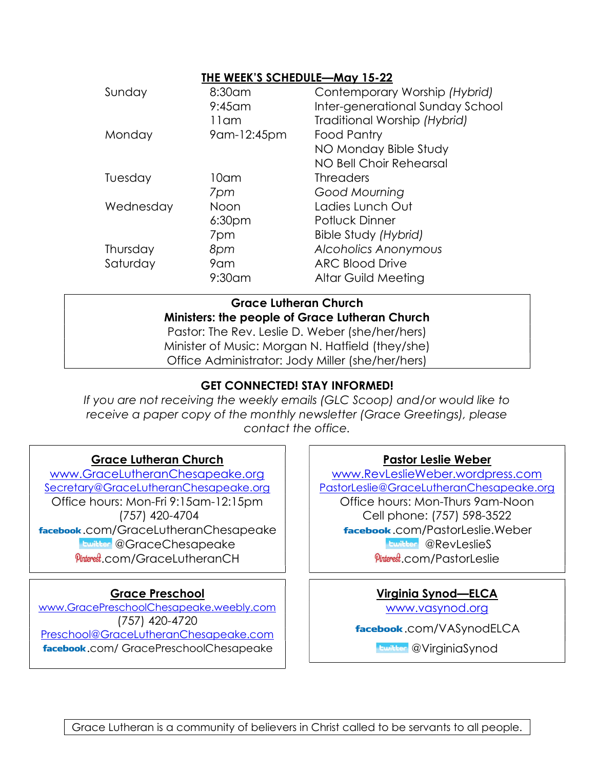## THE WEEK'S SCHEDULE—May 15-22

| | | |
|---|---|---|
| Sunday | 8:30am | Contemporary Worship *(Hybrid)* |
| | 9:45am | Inter-generational Sunday School |
| | 11am | Traditional Worship *(Hybrid)* |
| Monday | 9am-12:45pm | Food Pantry |
| | | NO Monday Bible Study |
| | | NO Bell Choir Rehearsal |
| Tuesday | 10am | Threaders |
| | *7pm* | *Good Mourning* |
| Wednesday | Noon | Ladies Lunch Out |
| | 6:30pm | Potluck Dinner |
| | 7pm | Bible Study *(Hybrid)* |
| Thursday | *8pm* | *Alcoholics Anonymous* |
| Saturday | 9am | ARC Blood Drive |
| | 9:30am | Altar Guild Meeting |

**Grace Lutheran Church**
**Ministers: the people of Grace Lutheran Church**
Pastor: The Rev. Leslie D. Weber (she/her/hers)
Minister of Music: Morgan N. Hatfield (they/she)
Office Administrator: Jody Miller (she/her/hers)

**GET CONNECTED! STAY INFORMED!**

*If you are not receiving the weekly emails (GLC Scoop) and/or would like to receive a paper copy of the monthly newsletter (Grace Greetings), please contact the office.*

**Grace Lutheran Church**
www.GraceLutheranChesapeake.org
Secretary@GraceLutheranChesapeake.org
Office hours: Mon-Fri 9:15am-12:15pm
(757) 420-4704
facebook.com/GraceLutheranChesapeake
twitter @GraceChesapeake
Pinterest.com/GraceLutheranCH

**Pastor Leslie Weber**
www.RevLeslieWeber.wordpress.com
PastorLeslie@GraceLutheranChesapeake.org
Office hours: Mon-Thurs 9am-Noon
Cell phone: (757) 598-3522
facebook.com/PastorLeslie.Weber
twitter @RevLeslieS
Pinterest.com/PastorLeslie

**Grace Preschool**
www.GracePreschoolChesapeake.weebly.com
(757) 420-4720
Preschool@GraceLutheranChesapeake.com
facebook.com/ GracePreschoolChesapeake

**Virginia Synod—ELCA**
www.vasynod.org
facebook.com/VASynodELCA
twitter @VirginiaSynod

Grace Lutheran is a community of believers in Christ called to be servants to all people.